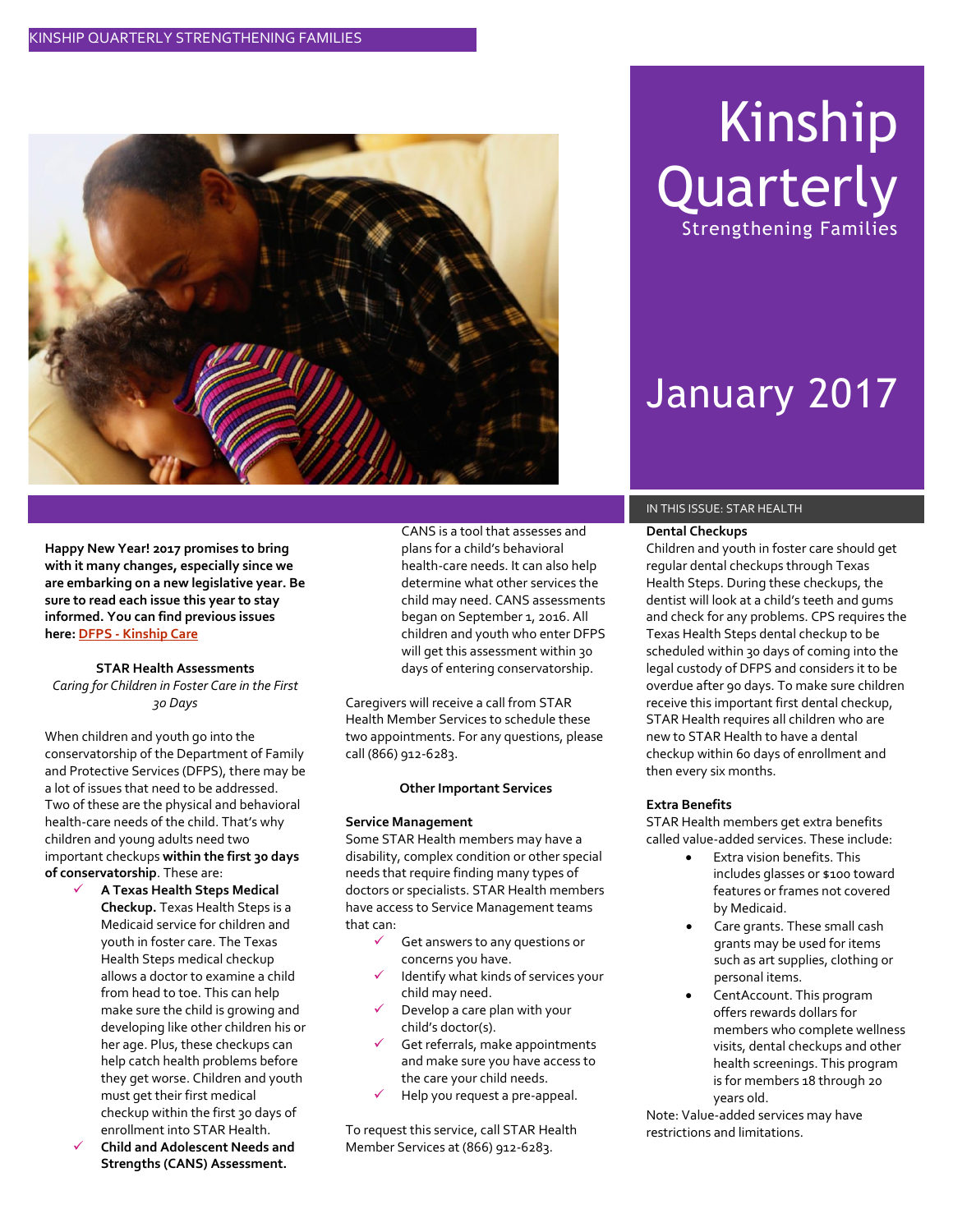# Kinship Quarterly

Strengthening Families

January 2017

**Happy New Year! 2017 promises to bring with it many changes, especially since we are embarking on a new legislative year. Be sure to read each issue this year to stay informed. You can find previous issues here: DFPS - Kinship Care**

### STAR Health Assessments

*Caring for Children in Foster Care in the First 30 Days*

When children and youth go into the conservatorship of the Department of Family and Protective Services (DFPS), there may be a lot of issues that need to be addressed. Two of these are the physical and behavioral health-care needs of the child. That's why children and young adults need two important checkups **within the first 30 days of conservatorship**. These are:

- ✓ **A Texas Health Steps Medical Checkup.** Texas Health Steps is a Medicaid service for children and youth in foster care. The Texas Health Steps medical checkup allows a doctor to examine a child from head to toe. This can help make sure the child is growing and developing like other children his or her age. Plus, these checkups can help catch health problems before they get worse. Children and youth must get their first medical checkup within the first 30 days of enrollment into STAR Health.
- ✓ **Child and Adolescent Needs and Strengths (CANS) Assessment.** CANS is a tool that assesses and plans for a child's behavioral health-care needs. It can also help determine what other services the child may need. CANS assessments began on September 1, 2016. All children and youth who enter DFPS will get this assessment within 30 days of entering conservatorship.

Caregivers will receive a call from STAR Health Member Services to schedule these two appointments. For any questions, please call (866) 912-6283.

### Other Important Services

**Service Management**

Some STAR Health members may have a disability, complex condition or other special needs that require finding many types of doctors or specialists. STAR Health members have access to Service Management teams that can:

- ✓ Get answers to any questions or concerns you have.
- ✓ Identify what kinds of services your child may need.
- ✓ Develop a care plan with your child's doctor(s).
- ✓ Get referrals, make appointments and make sure you have access to the care your child needs.
- ✓ Help you request a pre-appeal.

To request this service, call STAR Health Member Services at (866) 912-6283.

IN THIS ISSUE: STAR HEALTH

**Dental Checkups**

Children and youth in foster care should get regular dental checkups through Texas Health Steps. During these checkups, the dentist will look at a child's teeth and gums and check for any problems. CPS requires the Texas Health Steps dental checkup to be scheduled within 30 days of coming into the legal custody of DFPS and considers it to be overdue after 90 days. To make sure children receive this important first dental checkup, STAR Health requires all children who are new to STAR Health to have a dental checkup within 60 days of enrollment and then every six months.

**Extra Benefits**

STAR Health members get extra benefits called value-added services. These include:

- Extra vision benefits. This includes glasses or $100 toward features or frames not covered by Medicaid.
- Care grants. These small cash grants may be used for items such as art supplies, clothing or personal items.
- CentAccount. This program offers rewards dollars for members who complete wellness visits, dental checkups and other health screenings. This program is for members 18 through 20 years old.

Note: Value-added services may have restrictions and limitations.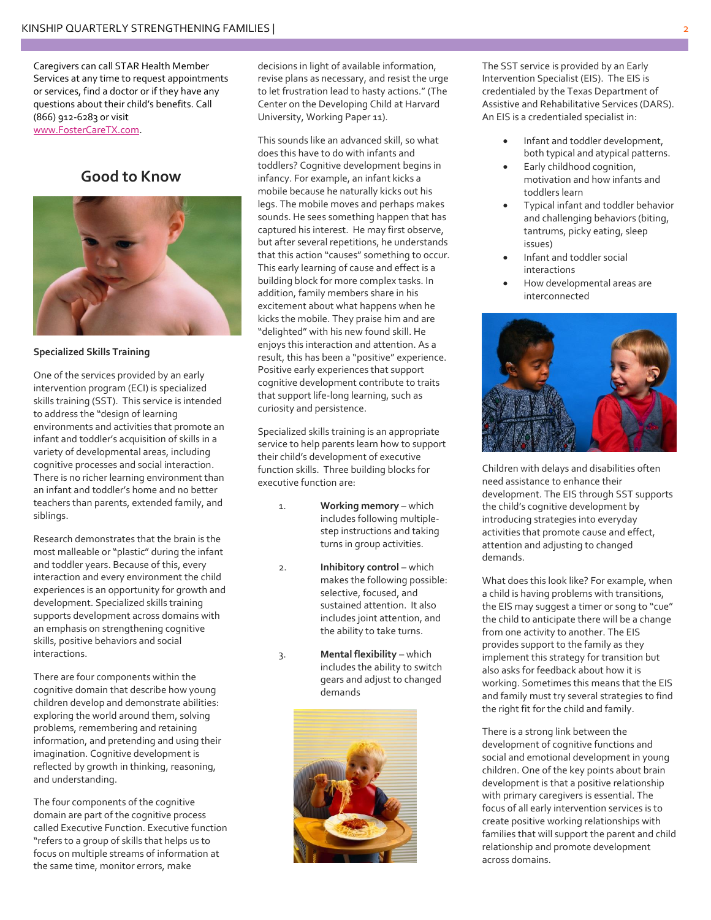Caregivers can call STAR Health Member Services at any time to request appointments or services, find a doctor or if they have any questions about their child's benefits. Call (866) 912-6283 or visit www.FosterCareTX.com.

## Good to Know

**Specialized Skills Training**

One of the services provided by an early intervention program (ECI) is specialized skills training (SST). This service is intended to address the "design of learning environments and activities that promote an infant and toddler's acquisition of skills in a variety of developmental areas, including cognitive processes and social interaction. There is no richer learning environment than an infant and toddler's home and no better teachers than parents, extended family, and siblings.

Research demonstrates that the brain is the most malleable or "plastic" during the infant and toddler years. Because of this, every interaction and every environment the child experiences is an opportunity for growth and development. Specialized skills training supports development across domains with an emphasis on strengthening cognitive skills, positive behaviors and social interactions.

There are four components within the cognitive domain that describe how young children develop and demonstrate abilities: exploring the world around them, solving problems, remembering and retaining information, and pretending and using their imagination. Cognitive development is reflected by growth in thinking, reasoning, and understanding.

The four components of the cognitive domain are part of the cognitive process called Executive Function. Executive function "refers to a group of skills that helps us to focus on multiple streams of information at the same time, monitor errors, make decisions in light of available information, revise plans as necessary, and resist the urge to let frustration lead to hasty actions." (The Center on the Developing Child at Harvard University, Working Paper 11).

This sounds like an advanced skill, so what does this have to do with infants and toddlers? Cognitive development begins in infancy. For example, an infant kicks a mobile because he naturally kicks out his legs. The mobile moves and perhaps makes sounds. He sees something happen that has captured his interest. He may first observe, but after several repetitions, he understands that this action "causes" something to occur. This early learning of cause and effect is a building block for more complex tasks. In addition, family members share in his excitement about what happens when he kicks the mobile. They praise him and are "delighted" with his new found skill. He enjoys this interaction and attention. As a result, this has been a "positive" experience. Positive early experiences that support cognitive development contribute to traits that support life-long learning, such as curiosity and persistence.

Specialized skills training is an appropriate service to help parents learn how to support their child's development of executive function skills. Three building blocks for executive function are:

1. **Working memory** – which includes following multiple-step instructions and taking turns in group activities.
2. **Inhibitory control** – which makes the following possible: selective, focused, and sustained attention. It also includes joint attention, and the ability to take turns.
3. **Mental flexibility** – which includes the ability to switch gears and adjust to changed demands

The SST service is provided by an Early Intervention Specialist (EIS). The EIS is credentialed by the Texas Department of Assistive and Rehabilitative Services (DARS). An EIS is a credentialed specialist in:

- Infant and toddler development, both typical and atypical patterns.
- Early childhood cognition, motivation and how infants and toddlers learn
- Typical infant and toddler behavior and challenging behaviors (biting, tantrums, picky eating, sleep issues)
- Infant and toddler social interactions
- How developmental areas are interconnected

Children with delays and disabilities often need assistance to enhance their development. The EIS through SST supports the child's cognitive development by introducing strategies into everyday activities that promote cause and effect, attention and adjusting to changed demands.

What does this look like? For example, when a child is having problems with transitions, the EIS may suggest a timer or song to "cue" the child to anticipate there will be a change from one activity to another. The EIS provides support to the family as they implement this strategy for transition but also asks for feedback about how it is working. Sometimes this means that the EIS and family must try several strategies to find the right fit for the child and family.

There is a strong link between the development of cognitive functions and social and emotional development in young children. One of the key points about brain development is that a positive relationship with primary caregivers is essential. The focus of all early intervention services is to create positive working relationships with families that will support the parent and child relationship and promote development across domains.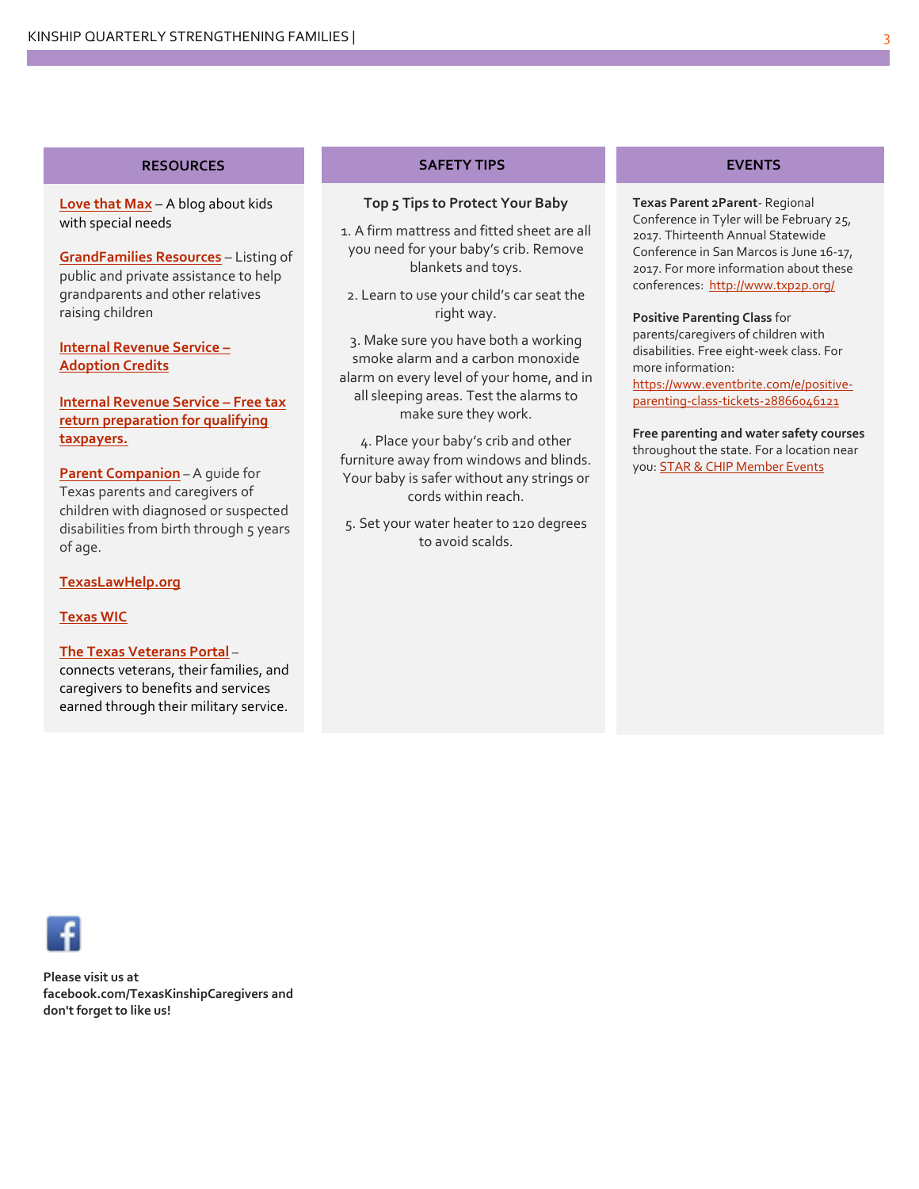## RESOURCES

**Love that Max** – A blog about kids with special needs

**GrandFamilies Resources** – Listing of public and private assistance to help grandparents and other relatives raising children

**Internal Revenue Service – Adoption Credits**

**Internal Revenue Service – Free tax return preparation for qualifying taxpayers.**

**Parent Companion** – A guide for Texas parents and caregivers of children with diagnosed or suspected disabilities from birth through 5 years of age.

**TexasLawHelp.org**

**Texas WIC**

**The Texas Veterans Portal** – connects veterans, their families, and caregivers to benefits and services earned through their military service.

## SAFETY TIPS

**Top 5 Tips to Protect Your Baby**

1. A firm mattress and fitted sheet are all you need for your baby's crib. Remove blankets and toys.
2. Learn to use your child's car seat the right way.
3. Make sure you have both a working smoke alarm and a carbon monoxide alarm on every level of your home, and in all sleeping areas. Test the alarms to make sure they work.
4. Place your baby's crib and other furniture away from windows and blinds. Your baby is safer without any strings or cords within reach.
5. Set your water heater to 120 degrees to avoid scalds.

## EVENTS

**Texas Parent 2Parent**- Regional Conference in Tyler will be February 25, 2017. Thirteenth Annual Statewide Conference in San Marcos is June 16-17, 2017. For more information about these conferences: http://www.txp2p.org/

**Positive Parenting Class** for parents/caregivers of children with disabilities. Free eight-week class. For more information: https://www.eventbrite.com/e/positive-parenting-class-tickets-28866046121

**Free parenting and water safety courses** throughout the state. For a location near you: STAR & CHIP Member Events

**Please visit us at facebook.com/TexasKinshipCaregivers and don't forget to like us!**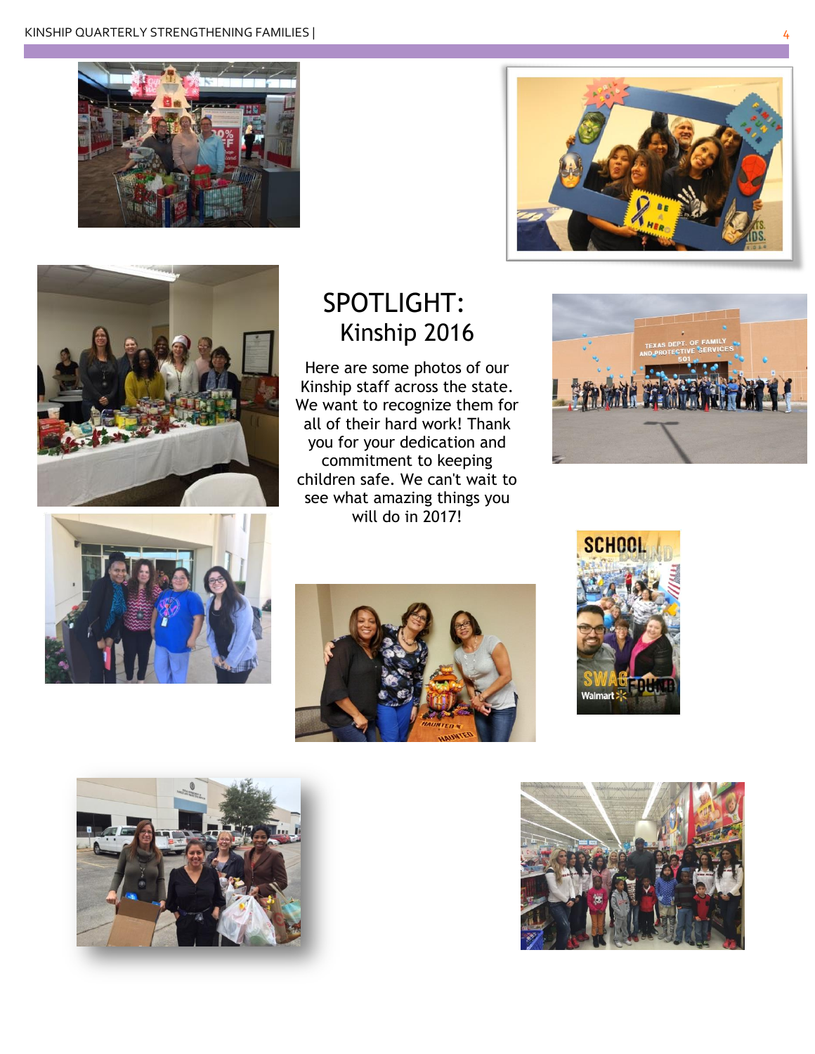## SPOTLIGHT: Kinship 2016

Here are some photos of our Kinship staff across the state. We want to recognize them for all of their hard work! Thank you for your dedication and commitment to keeping children safe. We can't wait to see what amazing things you will do in 2017!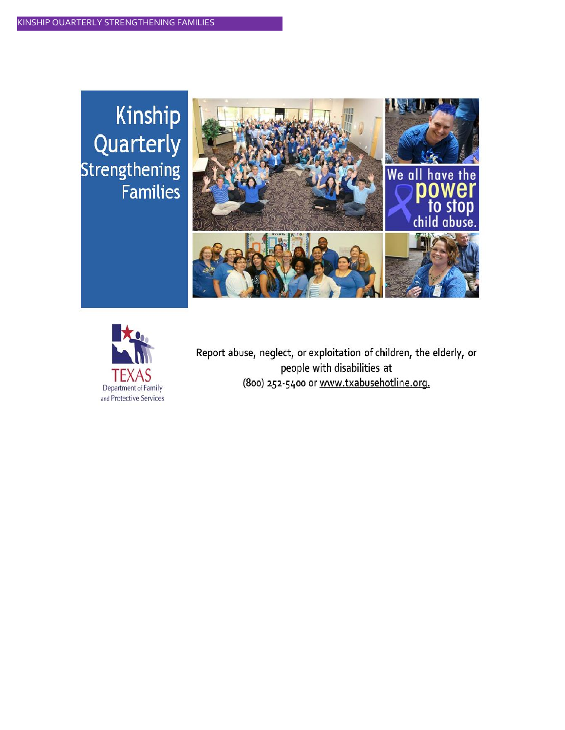# Kinship Quarterly Strengthening Families

Report abuse, neglect, or exploitation of children, the elderly, or people with disabilities at (800) 252-5400 or www.txabusehotline.org.